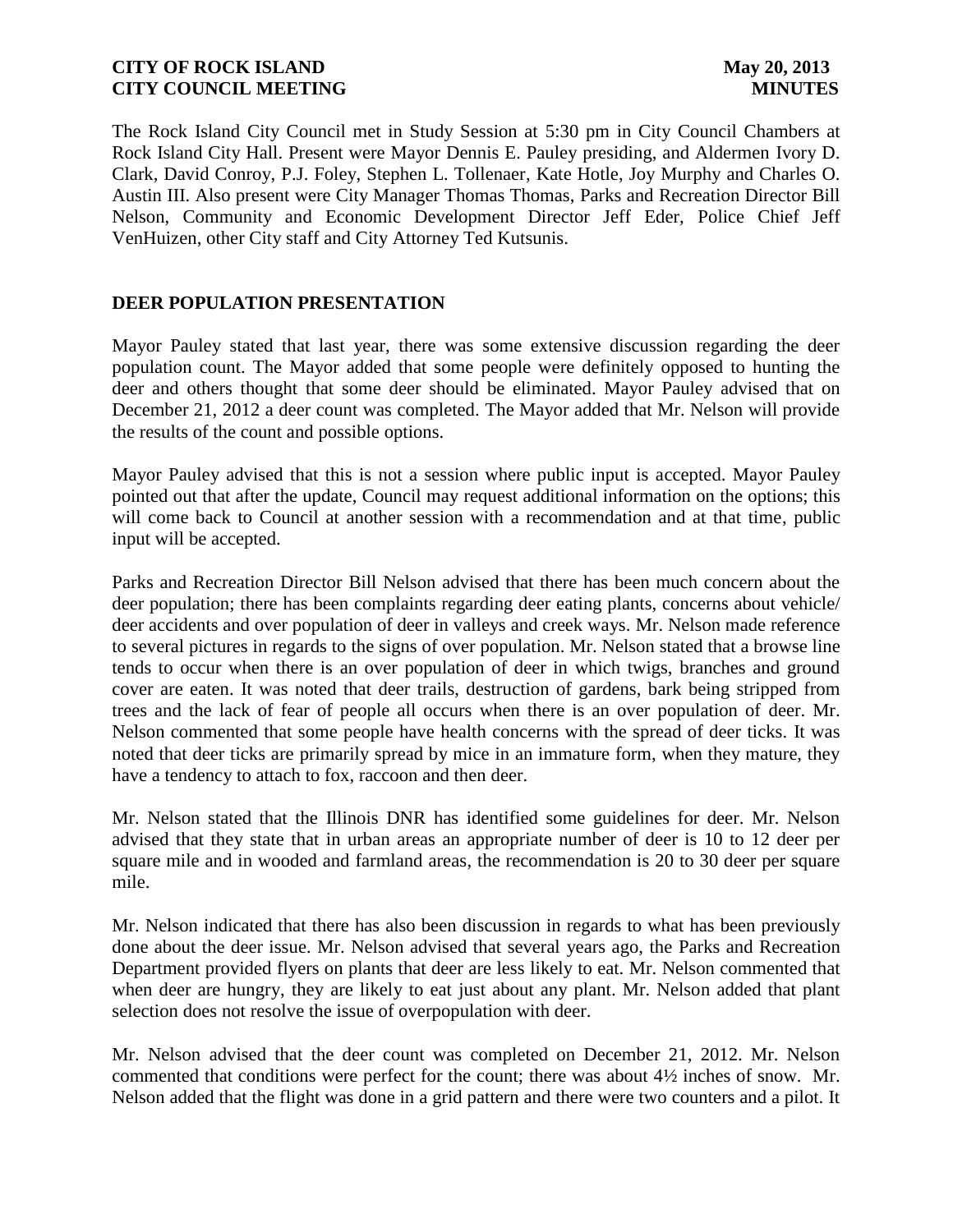The Rock Island City Council met in Study Session at 5:30 pm in City Council Chambers at Rock Island City Hall. Present were Mayor Dennis E. Pauley presiding, and Aldermen Ivory D. Clark, David Conroy, P.J. Foley, Stephen L. Tollenaer, Kate Hotle, Joy Murphy and Charles O. Austin III. Also present were City Manager Thomas Thomas, Parks and Recreation Director Bill Nelson, Community and Economic Development Director Jeff Eder, Police Chief Jeff VenHuizen, other City staff and City Attorney Ted Kutsunis.

## DEER POPULATION PRESENTATION

Mayor Pauley stated that last year, there was some extensive discussion regarding the deer population count. The Mayor added that some people were definitely opposed to hunting the deer and others thought that some deer should be eliminated. Mayor Pauley advised that on December 21, 2012 a deer count was completed. The Mayor added that Mr. Nelson will provide the results of the count and possible options.

Mayor Pauley advised that this is not a session where public input is accepted. Mayor Pauley pointed out that after the update, Council may request additional information on the options; this will come back to Council at another session with a recommendation and at that time, public input will be accepted.

Parks and Recreation Director Bill Nelson advised that there has been much concern about the deer population; there has been complaints regarding deer eating plants, concerns about vehicle/ deer accidents and over population of deer in valleys and creek ways. Mr. Nelson made reference to several pictures in regards to the signs of over population. Mr. Nelson stated that a browse line tends to occur when there is an over population of deer in which twigs, branches and ground cover are eaten. It was noted that deer trails, destruction of gardens, bark being stripped from trees and the lack of fear of people all occurs when there is an over population of deer. Mr. Nelson commented that some people have health concerns with the spread of deer ticks. It was noted that deer ticks are primarily spread by mice in an immature form, when they mature, they have a tendency to attach to fox, raccoon and then deer.

Mr. Nelson stated that the Illinois DNR has identified some guidelines for deer. Mr. Nelson advised that they state that in urban areas an appropriate number of deer is 10 to 12 deer per square mile and in wooded and farmland areas, the recommendation is 20 to 30 deer per square mile.

Mr. Nelson indicated that there has also been discussion in regards to what has been previously done about the deer issue. Mr. Nelson advised that several years ago, the Parks and Recreation Department provided flyers on plants that deer are less likely to eat. Mr. Nelson commented that when deer are hungry, they are likely to eat just about any plant. Mr. Nelson added that plant selection does not resolve the issue of overpopulation with deer.

Mr. Nelson advised that the deer count was completed on December 21, 2012. Mr. Nelson commented that conditions were perfect for the count; there was about 4½ inches of snow. Mr. Nelson added that the flight was done in a grid pattern and there were two counters and a pilot. It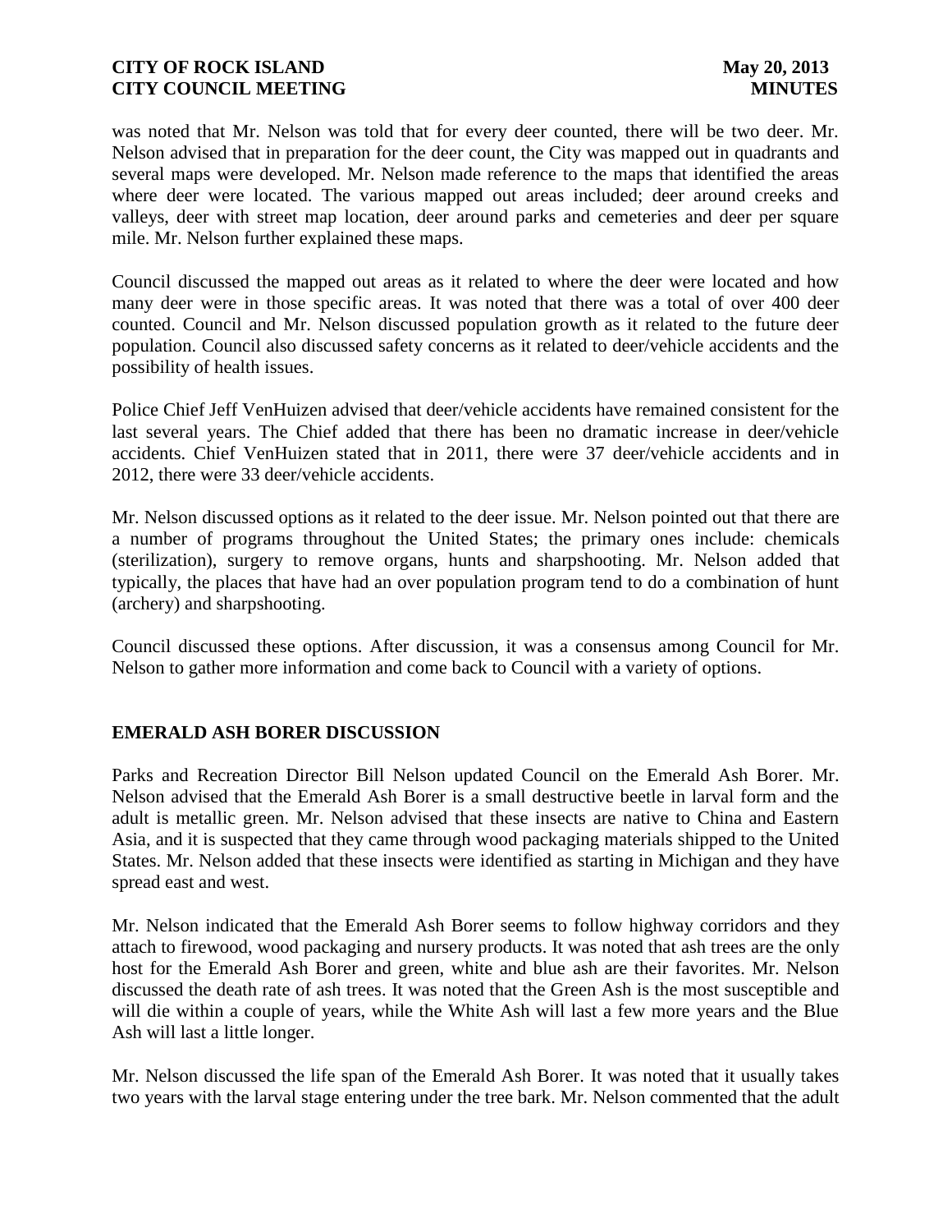was noted that Mr. Nelson was told that for every deer counted, there will be two deer. Mr. Nelson advised that in preparation for the deer count, the City was mapped out in quadrants and several maps were developed. Mr. Nelson made reference to the maps that identified the areas where deer were located. The various mapped out areas included; deer around creeks and valleys, deer with street map location, deer around parks and cemeteries and deer per square mile. Mr. Nelson further explained these maps.

Council discussed the mapped out areas as it related to where the deer were located and how many deer were in those specific areas. It was noted that there was a total of over 400 deer counted. Council and Mr. Nelson discussed population growth as it related to the future deer population. Council also discussed safety concerns as it related to deer/vehicle accidents and the possibility of health issues.

Police Chief Jeff VenHuizen advised that deer/vehicle accidents have remained consistent for the last several years. The Chief added that there has been no dramatic increase in deer/vehicle accidents. Chief VenHuizen stated that in 2011, there were 37 deer/vehicle accidents and in 2012, there were 33 deer/vehicle accidents.

Mr. Nelson discussed options as it related to the deer issue. Mr. Nelson pointed out that there are a number of programs throughout the United States; the primary ones include: chemicals (sterilization), surgery to remove organs, hunts and sharpshooting. Mr. Nelson added that typically, the places that have had an over population program tend to do a combination of hunt (archery) and sharpshooting.

Council discussed these options. After discussion, it was a consensus among Council for Mr. Nelson to gather more information and come back to Council with a variety of options.

## EMERALD ASH BORER DISCUSSION

Parks and Recreation Director Bill Nelson updated Council on the Emerald Ash Borer. Mr. Nelson advised that the Emerald Ash Borer is a small destructive beetle in larval form and the adult is metallic green. Mr. Nelson advised that these insects are native to China and Eastern Asia, and it is suspected that they came through wood packaging materials shipped to the United States. Mr. Nelson added that these insects were identified as starting in Michigan and they have spread east and west.

Mr. Nelson indicated that the Emerald Ash Borer seems to follow highway corridors and they attach to firewood, wood packaging and nursery products. It was noted that ash trees are the only host for the Emerald Ash Borer and green, white and blue ash are their favorites. Mr. Nelson discussed the death rate of ash trees. It was noted that the Green Ash is the most susceptible and will die within a couple of years, while the White Ash will last a few more years and the Blue Ash will last a little longer.

Mr. Nelson discussed the life span of the Emerald Ash Borer. It was noted that it usually takes two years with the larval stage entering under the tree bark. Mr. Nelson commented that the adult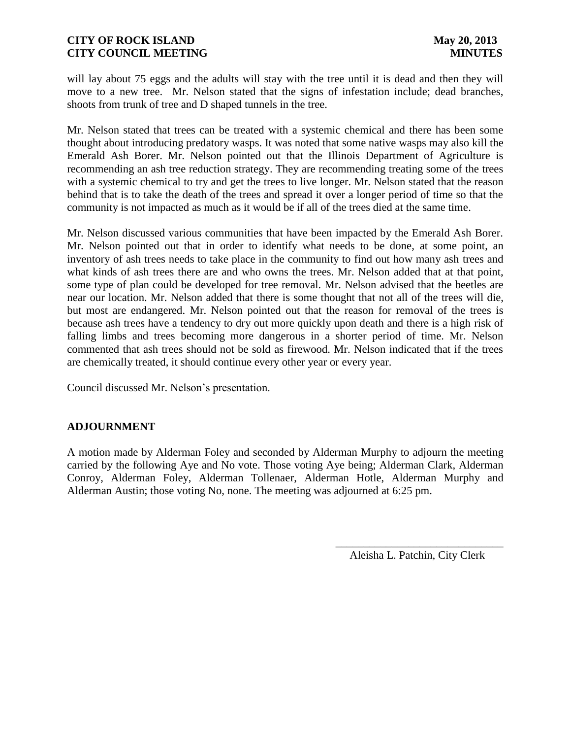will lay about 75 eggs and the adults will stay with the tree until it is dead and then they will move to a new tree. Mr. Nelson stated that the signs of infestation include; dead branches, shoots from trunk of tree and D shaped tunnels in the tree.

Mr. Nelson stated that trees can be treated with a systemic chemical and there has been some thought about introducing predatory wasps. It was noted that some native wasps may also kill the Emerald Ash Borer. Mr. Nelson pointed out that the Illinois Department of Agriculture is recommending an ash tree reduction strategy. They are recommending treating some of the trees with a systemic chemical to try and get the trees to live longer. Mr. Nelson stated that the reason behind that is to take the death of the trees and spread it over a longer period of time so that the community is not impacted as much as it would be if all of the trees died at the same time.

Mr. Nelson discussed various communities that have been impacted by the Emerald Ash Borer. Mr. Nelson pointed out that in order to identify what needs to be done, at some point, an inventory of ash trees needs to take place in the community to find out how many ash trees and what kinds of ash trees there are and who owns the trees. Mr. Nelson added that at that point, some type of plan could be developed for tree removal. Mr. Nelson advised that the beetles are near our location. Mr. Nelson added that there is some thought that not all of the trees will die, but most are endangered. Mr. Nelson pointed out that the reason for removal of the trees is because ash trees have a tendency to dry out more quickly upon death and there is a high risk of falling limbs and trees becoming more dangerous in a shorter period of time. Mr. Nelson commented that ash trees should not be sold as firewood. Mr. Nelson indicated that if the trees are chemically treated, it should continue every other year or every year.

Council discussed Mr. Nelson's presentation.

## ADJOURNMENT

A motion made by Alderman Foley and seconded by Alderman Murphy to adjourn the meeting carried by the following Aye and No vote. Those voting Aye being; Alderman Clark, Alderman Conroy, Alderman Foley, Alderman Tollenaer, Alderman Hotle, Alderman Murphy and Alderman Austin; those voting No, none. The meeting was adjourned at 6:25 pm.

\_\_\_\_\_\_\_\_\_\_\_\_\_\_\_\_\_\_\_\_\_\_\_\_\_\_\_\_\_\_\_\_

Aleisha L. Patchin, City Clerk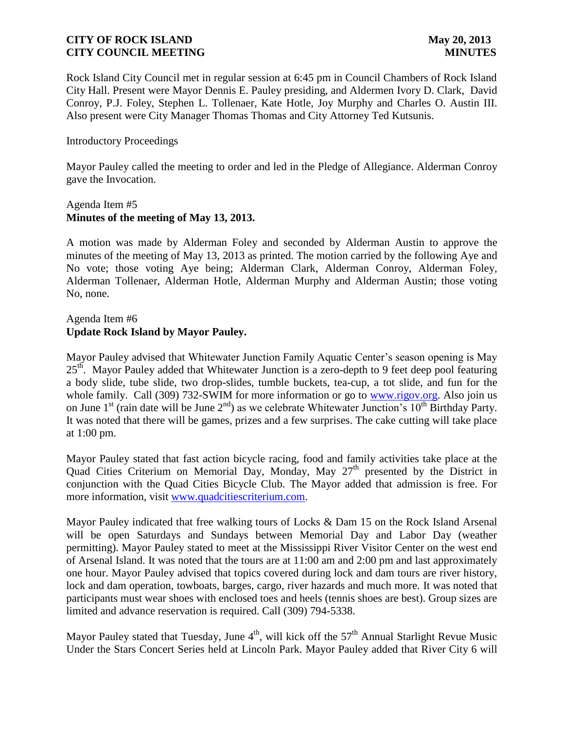Rock Island City Council met in regular session at 6:45 pm in Council Chambers of Rock Island City Hall. Present were Mayor Dennis E. Pauley presiding, and Aldermen Ivory D. Clark, David Conroy, P.J. Foley, Stephen L. Tollenaer, Kate Hotle, Joy Murphy and Charles O. Austin III. Also present were City Manager Thomas Thomas and City Attorney Ted Kutsunis.

Introductory Proceedings

Mayor Pauley called the meeting to order and led in the Pledge of Allegiance. Alderman Conroy gave the Invocation.

Agenda Item #5
**Minutes of the meeting of May 13, 2013.**

A motion was made by Alderman Foley and seconded by Alderman Austin to approve the minutes of the meeting of May 13, 2013 as printed. The motion carried by the following Aye and No vote; those voting Aye being; Alderman Clark, Alderman Conroy, Alderman Foley, Alderman Tollenaer, Alderman Hotle, Alderman Murphy and Alderman Austin; those voting No, none.

Agenda Item #6
**Update Rock Island by Mayor Pauley.**

Mayor Pauley advised that Whitewater Junction Family Aquatic Center's season opening is May 25th. Mayor Pauley added that Whitewater Junction is a zero-depth to 9 feet deep pool featuring a body slide, tube slide, two drop-slides, tumble buckets, tea-cup, a tot slide, and fun for the whole family. Call (309) 732-SWIM for more information or go to www.rigov.org. Also join us on June 1st (rain date will be June 2nd) as we celebrate Whitewater Junction's 10th Birthday Party. It was noted that there will be games, prizes and a few surprises. The cake cutting will take place at 1:00 pm.

Mayor Pauley stated that fast action bicycle racing, food and family activities take place at the Quad Cities Criterium on Memorial Day, Monday, May 27th presented by the District in conjunction with the Quad Cities Bicycle Club. The Mayor added that admission is free. For more information, visit www.quadcitiescriterium.com.

Mayor Pauley indicated that free walking tours of Locks & Dam 15 on the Rock Island Arsenal will be open Saturdays and Sundays between Memorial Day and Labor Day (weather permitting). Mayor Pauley stated to meet at the Mississippi River Visitor Center on the west end of Arsenal Island. It was noted that the tours are at 11:00 am and 2:00 pm and last approximately one hour. Mayor Pauley advised that topics covered during lock and dam tours are river history, lock and dam operation, towboats, barges, cargo, river hazards and much more. It was noted that participants must wear shoes with enclosed toes and heels (tennis shoes are best). Group sizes are limited and advance reservation is required. Call (309) 794-5338.

Mayor Pauley stated that Tuesday, June 4th, will kick off the 57th Annual Starlight Revue Music Under the Stars Concert Series held at Lincoln Park. Mayor Pauley added that River City 6 will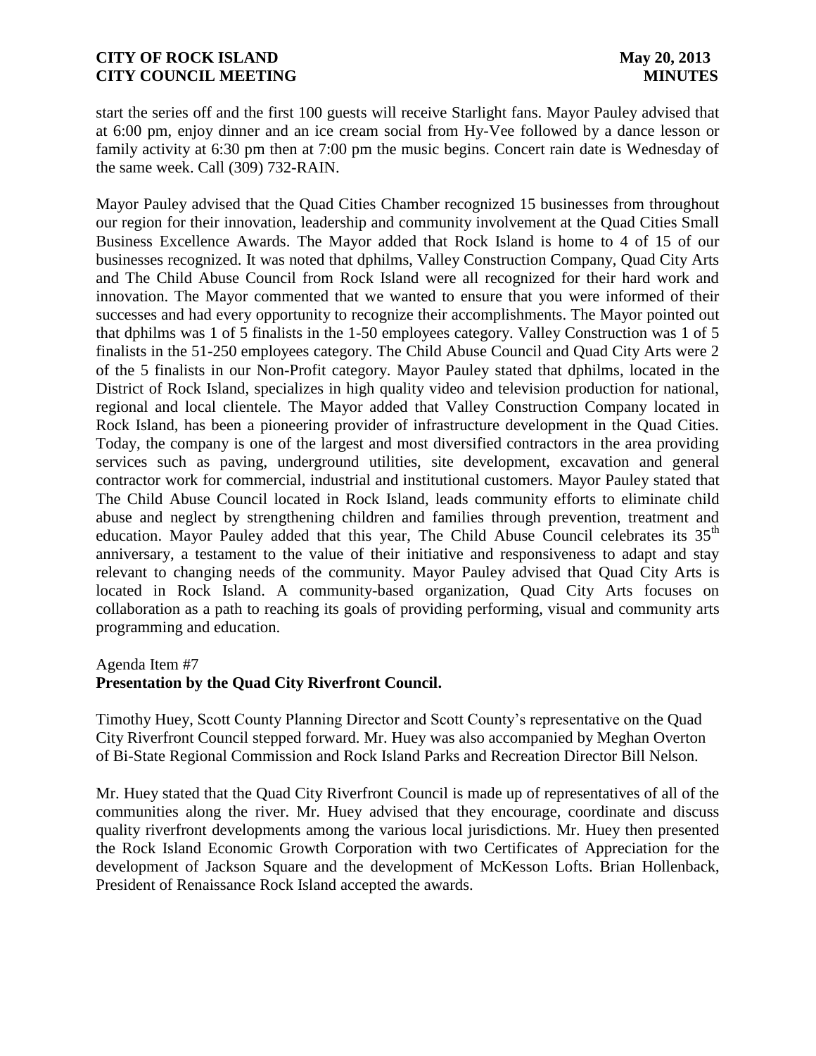start the series off and the first 100 guests will receive Starlight fans. Mayor Pauley advised that at 6:00 pm, enjoy dinner and an ice cream social from Hy-Vee followed by a dance lesson or family activity at 6:30 pm then at 7:00 pm the music begins. Concert rain date is Wednesday of the same week. Call (309) 732-RAIN.

Mayor Pauley advised that the Quad Cities Chamber recognized 15 businesses from throughout our region for their innovation, leadership and community involvement at the Quad Cities Small Business Excellence Awards. The Mayor added that Rock Island is home to 4 of 15 of our businesses recognized. It was noted that dphilms, Valley Construction Company, Quad City Arts and The Child Abuse Council from Rock Island were all recognized for their hard work and innovation. The Mayor commented that we wanted to ensure that you were informed of their successes and had every opportunity to recognize their accomplishments. The Mayor pointed out that dphilms was 1 of 5 finalists in the 1-50 employees category. Valley Construction was 1 of 5 finalists in the 51-250 employees category. The Child Abuse Council and Quad City Arts were 2 of the 5 finalists in our Non-Profit category. Mayor Pauley stated that dphilms, located in the District of Rock Island, specializes in high quality video and television production for national, regional and local clientele. The Mayor added that Valley Construction Company located in Rock Island, has been a pioneering provider of infrastructure development in the Quad Cities. Today, the company is one of the largest and most diversified contractors in the area providing services such as paving, underground utilities, site development, excavation and general contractor work for commercial, industrial and institutional customers. Mayor Pauley stated that The Child Abuse Council located in Rock Island, leads community efforts to eliminate child abuse and neglect by strengthening children and families through prevention, treatment and education. Mayor Pauley added that this year, The Child Abuse Council celebrates its 35th anniversary, a testament to the value of their initiative and responsiveness to adapt and stay relevant to changing needs of the community. Mayor Pauley advised that Quad City Arts is located in Rock Island. A community-based organization, Quad City Arts focuses on collaboration as a path to reaching its goals of providing performing, visual and community arts programming and education.

Agenda Item #7
**Presentation by the Quad City Riverfront Council.**

Timothy Huey, Scott County Planning Director and Scott County's representative on the Quad City Riverfront Council stepped forward. Mr. Huey was also accompanied by Meghan Overton of Bi-State Regional Commission and Rock Island Parks and Recreation Director Bill Nelson.

Mr. Huey stated that the Quad City Riverfront Council is made up of representatives of all of the communities along the river. Mr. Huey advised that they encourage, coordinate and discuss quality riverfront developments among the various local jurisdictions. Mr. Huey then presented the Rock Island Economic Growth Corporation with two Certificates of Appreciation for the development of Jackson Square and the development of McKesson Lofts. Brian Hollenback, President of Renaissance Rock Island accepted the awards.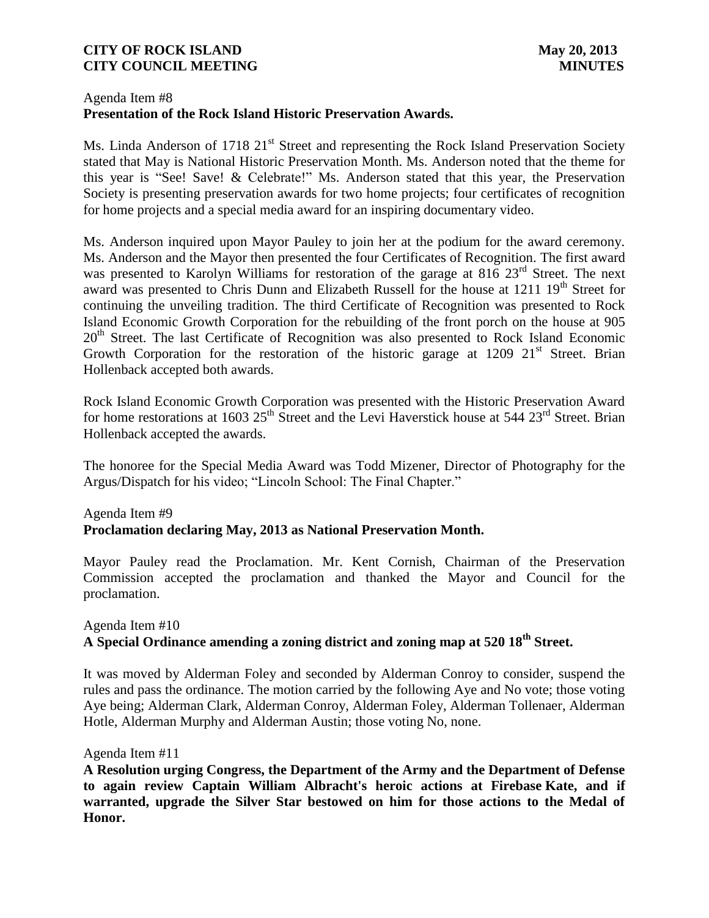Agenda Item #8
**Presentation of the Rock Island Historic Preservation Awards.**

Ms. Linda Anderson of 1718 21st Street and representing the Rock Island Preservation Society stated that May is National Historic Preservation Month. Ms. Anderson noted that the theme for this year is "See! Save! & Celebrate!" Ms. Anderson stated that this year, the Preservation Society is presenting preservation awards for two home projects; four certificates of recognition for home projects and a special media award for an inspiring documentary video.

Ms. Anderson inquired upon Mayor Pauley to join her at the podium for the award ceremony. Ms. Anderson and the Mayor then presented the four Certificates of Recognition. The first award was presented to Karolyn Williams for restoration of the garage at 816 23rd Street. The next award was presented to Chris Dunn and Elizabeth Russell for the house at 1211 19th Street for continuing the unveiling tradition. The third Certificate of Recognition was presented to Rock Island Economic Growth Corporation for the rebuilding of the front porch on the house at 905 20th Street. The last Certificate of Recognition was also presented to Rock Island Economic Growth Corporation for the restoration of the historic garage at 1209 21st Street. Brian Hollenback accepted both awards.

Rock Island Economic Growth Corporation was presented with the Historic Preservation Award for home restorations at 1603 25th Street and the Levi Haverstick house at 544 23rd Street. Brian Hollenback accepted the awards.

The honoree for the Special Media Award was Todd Mizener, Director of Photography for the Argus/Dispatch for his video; "Lincoln School: The Final Chapter."

Agenda Item #9
**Proclamation declaring May, 2013 as National Preservation Month.**

Mayor Pauley read the Proclamation. Mr. Kent Cornish, Chairman of the Preservation Commission accepted the proclamation and thanked the Mayor and Council for the proclamation.

Agenda Item #10
**A Special Ordinance amending a zoning district and zoning map at 520 18th Street.**

It was moved by Alderman Foley and seconded by Alderman Conroy to consider, suspend the rules and pass the ordinance. The motion carried by the following Aye and No vote; those voting Aye being; Alderman Clark, Alderman Conroy, Alderman Foley, Alderman Tollenaer, Alderman Hotle, Alderman Murphy and Alderman Austin; those voting No, none.

Agenda Item #11
**A Resolution urging Congress, the Department of the Army and the Department of Defense to again review Captain William Albracht's heroic actions at Firebase Kate, and if warranted, upgrade the Silver Star bestowed on him for those actions to the Medal of Honor.**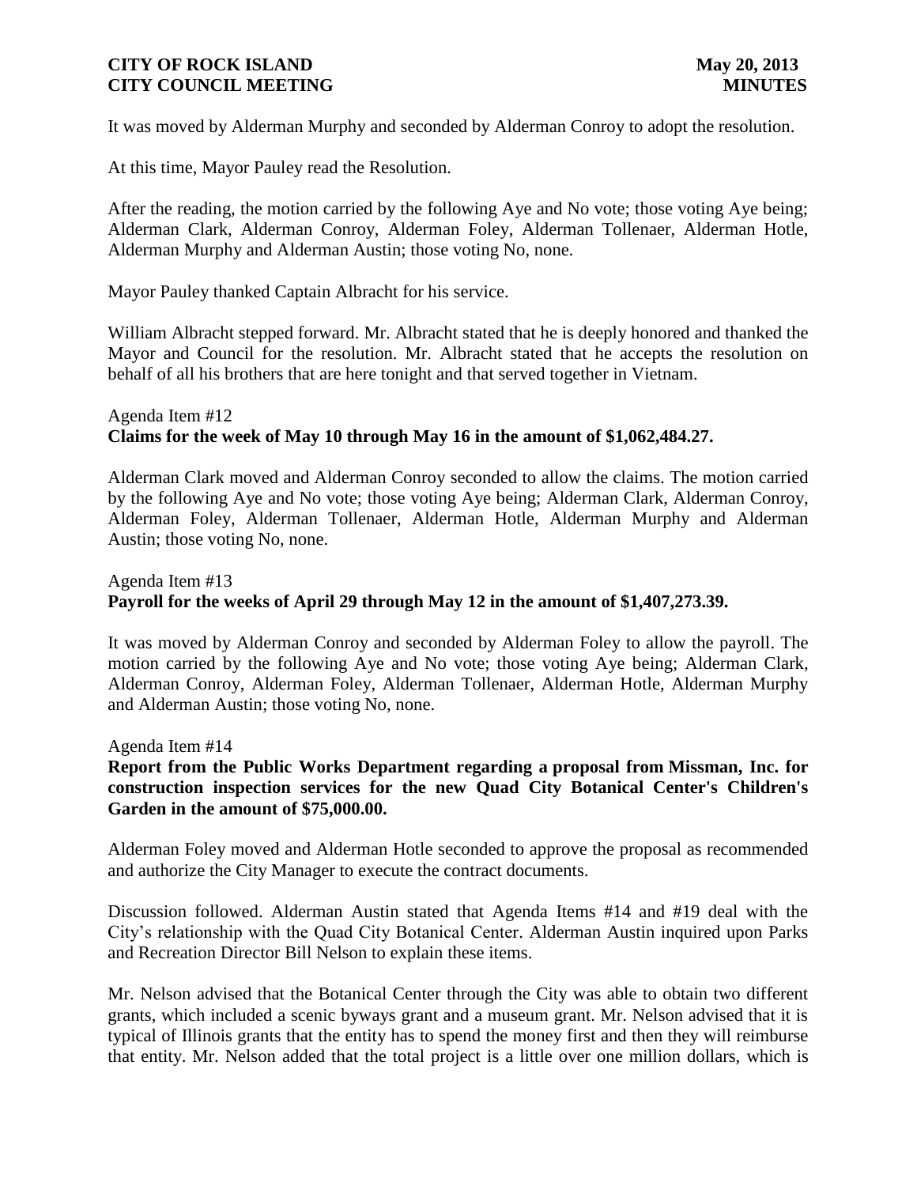It was moved by Alderman Murphy and seconded by Alderman Conroy to adopt the resolution.

At this time, Mayor Pauley read the Resolution.

After the reading, the motion carried by the following Aye and No vote; those voting Aye being; Alderman Clark, Alderman Conroy, Alderman Foley, Alderman Tollenaer, Alderman Hotle, Alderman Murphy and Alderman Austin; those voting No, none.

Mayor Pauley thanked Captain Albracht for his service.

William Albracht stepped forward. Mr. Albracht stated that he is deeply honored and thanked the Mayor and Council for the resolution. Mr. Albracht stated that he accepts the resolution on behalf of all his brothers that are here tonight and that served together in Vietnam.

Agenda Item #12
**Claims for the week of May 10 through May 16 in the amount of $1,062,484.27.**

Alderman Clark moved and Alderman Conroy seconded to allow the claims. The motion carried by the following Aye and No vote; those voting Aye being; Alderman Clark, Alderman Conroy, Alderman Foley, Alderman Tollenaer, Alderman Hotle, Alderman Murphy and Alderman Austin; those voting No, none.

Agenda Item #13
**Payroll for the weeks of April 29 through May 12 in the amount of $1,407,273.39.**

It was moved by Alderman Conroy and seconded by Alderman Foley to allow the payroll. The motion carried by the following Aye and No vote; those voting Aye being; Alderman Clark, Alderman Conroy, Alderman Foley, Alderman Tollenaer, Alderman Hotle, Alderman Murphy and Alderman Austin; those voting No, none.

Agenda Item #14
**Report from the Public Works Department regarding a proposal from Missman, Inc. for construction inspection services for the new Quad City Botanical Center's Children's Garden in the amount of $75,000.00.**

Alderman Foley moved and Alderman Hotle seconded to approve the proposal as recommended and authorize the City Manager to execute the contract documents.

Discussion followed. Alderman Austin stated that Agenda Items #14 and #19 deal with the City's relationship with the Quad City Botanical Center. Alderman Austin inquired upon Parks and Recreation Director Bill Nelson to explain these items.

Mr. Nelson advised that the Botanical Center through the City was able to obtain two different grants, which included a scenic byways grant and a museum grant. Mr. Nelson advised that it is typical of Illinois grants that the entity has to spend the money first and then they will reimburse that entity. Mr. Nelson added that the total project is a little over one million dollars, which is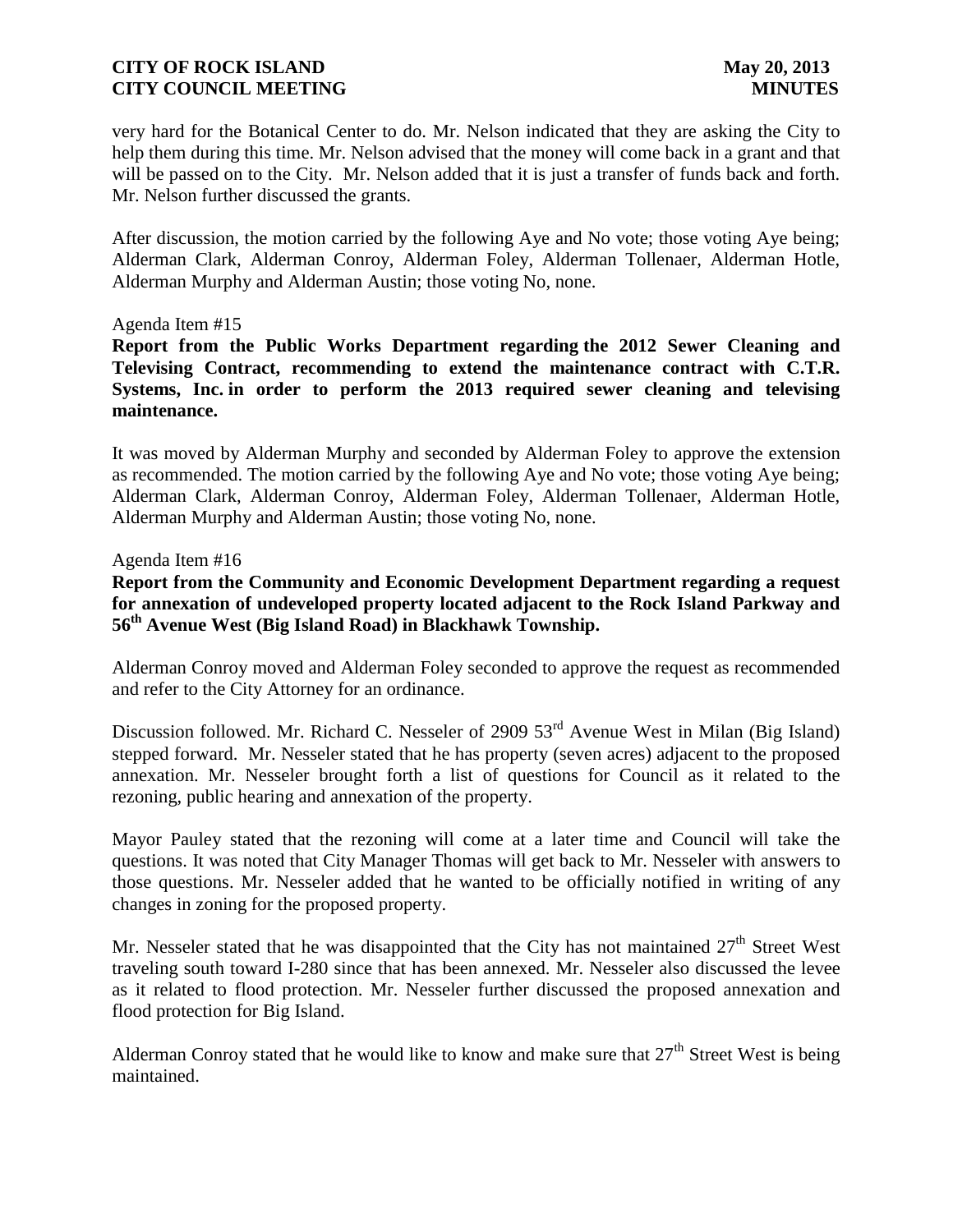very hard for the Botanical Center to do. Mr. Nelson indicated that they are asking the City to help them during this time. Mr. Nelson advised that the money will come back in a grant and that will be passed on to the City. Mr. Nelson added that it is just a transfer of funds back and forth. Mr. Nelson further discussed the grants.

After discussion, the motion carried by the following Aye and No vote; those voting Aye being; Alderman Clark, Alderman Conroy, Alderman Foley, Alderman Tollenaer, Alderman Hotle, Alderman Murphy and Alderman Austin; those voting No, none.

Agenda Item #15

**Report from the Public Works Department regarding the 2012 Sewer Cleaning and Televising Contract, recommending to extend the maintenance contract with C.T.R. Systems, Inc. in order to perform the 2013 required sewer cleaning and televising maintenance.**

It was moved by Alderman Murphy and seconded by Alderman Foley to approve the extension as recommended. The motion carried by the following Aye and No vote; those voting Aye being; Alderman Clark, Alderman Conroy, Alderman Foley, Alderman Tollenaer, Alderman Hotle, Alderman Murphy and Alderman Austin; those voting No, none.

Agenda Item #16

**Report from the Community and Economic Development Department regarding a request for annexation of undeveloped property located adjacent to the Rock Island Parkway and 56th Avenue West (Big Island Road) in Blackhawk Township.**

Alderman Conroy moved and Alderman Foley seconded to approve the request as recommended and refer to the City Attorney for an ordinance.

Discussion followed. Mr. Richard C. Nesseler of 2909 53rd Avenue West in Milan (Big Island) stepped forward. Mr. Nesseler stated that he has property (seven acres) adjacent to the proposed annexation. Mr. Nesseler brought forth a list of questions for Council as it related to the rezoning, public hearing and annexation of the property.

Mayor Pauley stated that the rezoning will come at a later time and Council will take the questions. It was noted that City Manager Thomas will get back to Mr. Nesseler with answers to those questions. Mr. Nesseler added that he wanted to be officially notified in writing of any changes in zoning for the proposed property.

Mr. Nesseler stated that he was disappointed that the City has not maintained 27th Street West traveling south toward I-280 since that has been annexed. Mr. Nesseler also discussed the levee as it related to flood protection. Mr. Nesseler further discussed the proposed annexation and flood protection for Big Island.

Alderman Conroy stated that he would like to know and make sure that 27th Street West is being maintained.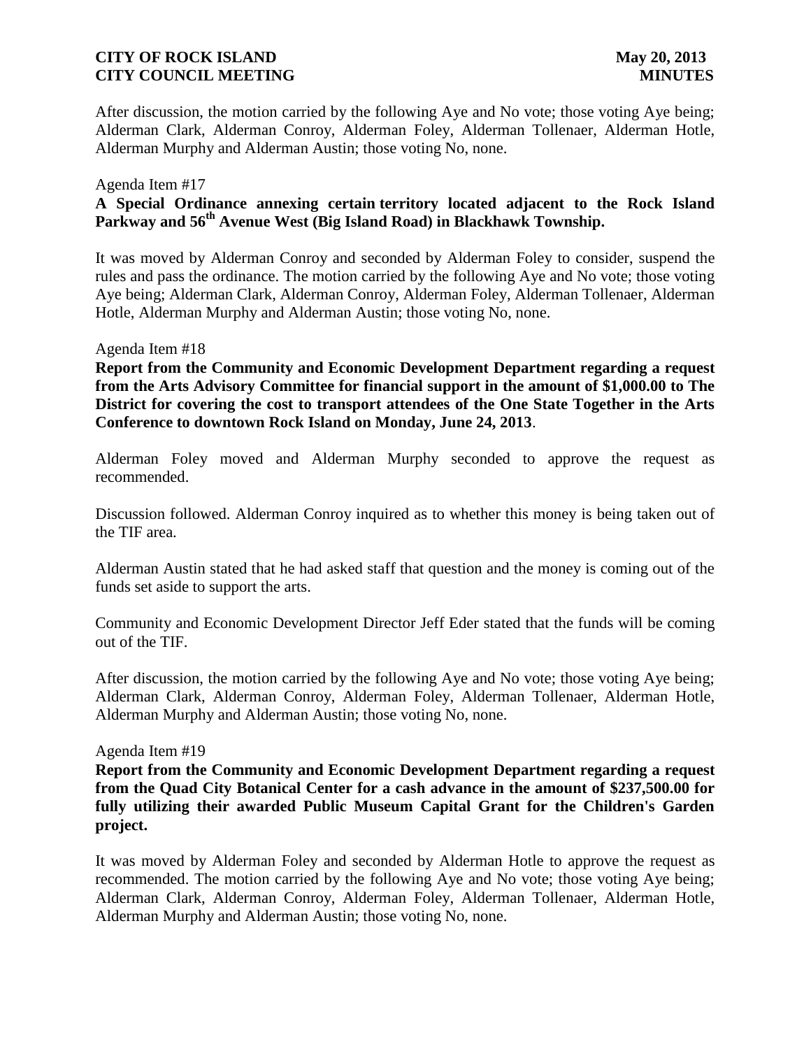After discussion, the motion carried by the following Aye and No vote; those voting Aye being; Alderman Clark, Alderman Conroy, Alderman Foley, Alderman Tollenaer, Alderman Hotle, Alderman Murphy and Alderman Austin; those voting No, none.

Agenda Item #17

**A Special Ordinance annexing certain territory located adjacent to the Rock Island Parkway and 56th Avenue West (Big Island Road) in Blackhawk Township.**

It was moved by Alderman Conroy and seconded by Alderman Foley to consider, suspend the rules and pass the ordinance. The motion carried by the following Aye and No vote; those voting Aye being; Alderman Clark, Alderman Conroy, Alderman Foley, Alderman Tollenaer, Alderman Hotle, Alderman Murphy and Alderman Austin; those voting No, none.

Agenda Item #18

**Report from the Community and Economic Development Department regarding a request from the Arts Advisory Committee for financial support in the amount of $1,000.00 to The District for covering the cost to transport attendees of the One State Together in the Arts Conference to downtown Rock Island on Monday, June 24, 2013**.

Alderman Foley moved and Alderman Murphy seconded to approve the request as recommended.

Discussion followed. Alderman Conroy inquired as to whether this money is being taken out of the TIF area.

Alderman Austin stated that he had asked staff that question and the money is coming out of the funds set aside to support the arts.

Community and Economic Development Director Jeff Eder stated that the funds will be coming out of the TIF.

After discussion, the motion carried by the following Aye and No vote; those voting Aye being; Alderman Clark, Alderman Conroy, Alderman Foley, Alderman Tollenaer, Alderman Hotle, Alderman Murphy and Alderman Austin; those voting No, none.

Agenda Item #19

**Report from the Community and Economic Development Department regarding a request from the Quad City Botanical Center for a cash advance in the amount of $237,500.00 for fully utilizing their awarded Public Museum Capital Grant for the Children's Garden project.**

It was moved by Alderman Foley and seconded by Alderman Hotle to approve the request as recommended. The motion carried by the following Aye and No vote; those voting Aye being; Alderman Clark, Alderman Conroy, Alderman Foley, Alderman Tollenaer, Alderman Hotle, Alderman Murphy and Alderman Austin; those voting No, none.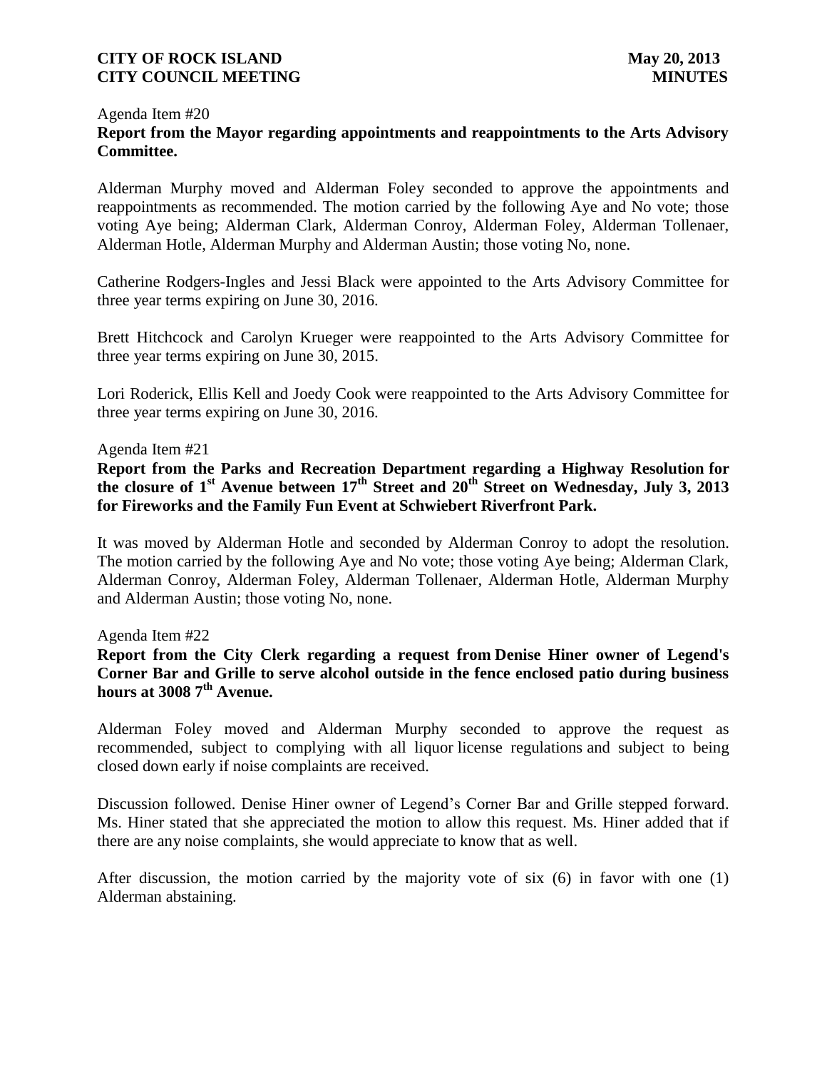Agenda Item #20

**Report from the Mayor regarding appointments and reappointments to the Arts Advisory Committee.**

Alderman Murphy moved and Alderman Foley seconded to approve the appointments and reappointments as recommended. The motion carried by the following Aye and No vote; those voting Aye being; Alderman Clark, Alderman Conroy, Alderman Foley, Alderman Tollenaer, Alderman Hotle, Alderman Murphy and Alderman Austin; those voting No, none.

Catherine Rodgers-Ingles and Jessi Black were appointed to the Arts Advisory Committee for three year terms expiring on June 30, 2016.

Brett Hitchcock and Carolyn Krueger were reappointed to the Arts Advisory Committee for three year terms expiring on June 30, 2015.

Lori Roderick, Ellis Kell and Joedy Cook were reappointed to the Arts Advisory Committee for three year terms expiring on June 30, 2016.

Agenda Item #21

**Report from the Parks and Recreation Department regarding a Highway Resolution for the closure of 1st Avenue between 17th Street and 20th Street on Wednesday, July 3, 2013 for Fireworks and the Family Fun Event at Schwiebert Riverfront Park.**

It was moved by Alderman Hotle and seconded by Alderman Conroy to adopt the resolution. The motion carried by the following Aye and No vote; those voting Aye being; Alderman Clark, Alderman Conroy, Alderman Foley, Alderman Tollenaer, Alderman Hotle, Alderman Murphy and Alderman Austin; those voting No, none.

Agenda Item #22

**Report from the City Clerk regarding a request from Denise Hiner owner of Legend's Corner Bar and Grille to serve alcohol outside in the fence enclosed patio during business hours at 3008 7th Avenue.**

Alderman Foley moved and Alderman Murphy seconded to approve the request as recommended, subject to complying with all liquor license regulations and subject to being closed down early if noise complaints are received.

Discussion followed. Denise Hiner owner of Legend's Corner Bar and Grille stepped forward. Ms. Hiner stated that she appreciated the motion to allow this request. Ms. Hiner added that if there are any noise complaints, she would appreciate to know that as well.

After discussion, the motion carried by the majority vote of six (6) in favor with one (1) Alderman abstaining.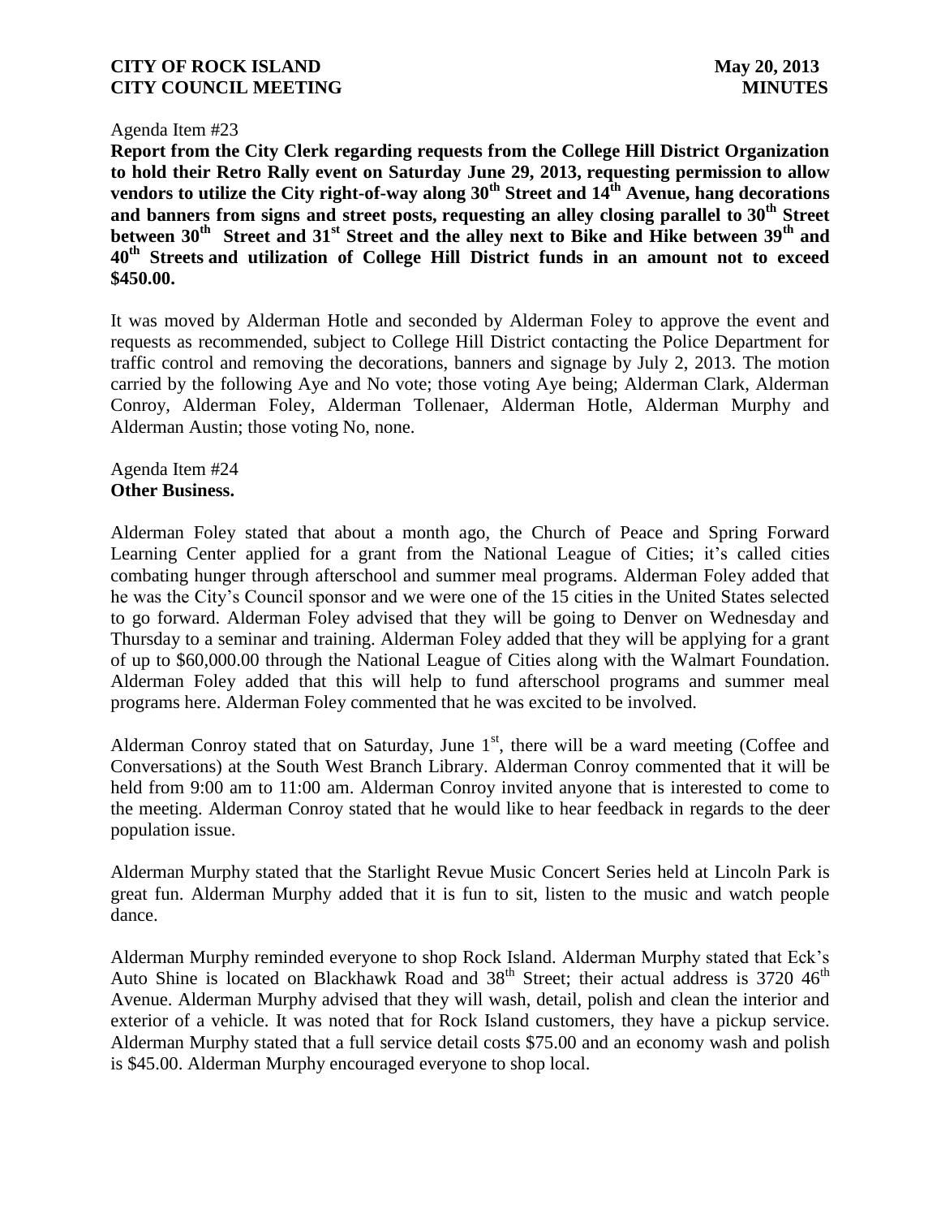Agenda Item #23

**Report from the City Clerk regarding requests from the College Hill District Organization to hold their Retro Rally event on Saturday June 29, 2013, requesting permission to allow vendors to utilize the City right-of-way along 30th Street and 14th Avenue, hang decorations and banners from signs and street posts, requesting an alley closing parallel to 30th Street between 30th Street and 31st Street and the alley next to Bike and Hike between 39th and 40th Streets and utilization of College Hill District funds in an amount not to exceed $450.00.**

It was moved by Alderman Hotle and seconded by Alderman Foley to approve the event and requests as recommended, subject to College Hill District contacting the Police Department for traffic control and removing the decorations, banners and signage by July 2, 2013. The motion carried by the following Aye and No vote; those voting Aye being; Alderman Clark, Alderman Conroy, Alderman Foley, Alderman Tollenaer, Alderman Hotle, Alderman Murphy and Alderman Austin; those voting No, none.

Agenda Item #24

**Other Business.**

Alderman Foley stated that about a month ago, the Church of Peace and Spring Forward Learning Center applied for a grant from the National League of Cities; it's called cities combating hunger through afterschool and summer meal programs. Alderman Foley added that he was the City's Council sponsor and we were one of the 15 cities in the United States selected to go forward. Alderman Foley advised that they will be going to Denver on Wednesday and Thursday to a seminar and training. Alderman Foley added that they will be applying for a grant of up to $60,000.00 through the National League of Cities along with the Walmart Foundation. Alderman Foley added that this will help to fund afterschool programs and summer meal programs here. Alderman Foley commented that he was excited to be involved.

Alderman Conroy stated that on Saturday, June 1st, there will be a ward meeting (Coffee and Conversations) at the South West Branch Library. Alderman Conroy commented that it will be held from 9:00 am to 11:00 am. Alderman Conroy invited anyone that is interested to come to the meeting. Alderman Conroy stated that he would like to hear feedback in regards to the deer population issue.

Alderman Murphy stated that the Starlight Revue Music Concert Series held at Lincoln Park is great fun. Alderman Murphy added that it is fun to sit, listen to the music and watch people dance.

Alderman Murphy reminded everyone to shop Rock Island. Alderman Murphy stated that Eck's Auto Shine is located on Blackhawk Road and 38th Street; their actual address is 3720 46th Avenue. Alderman Murphy advised that they will wash, detail, polish and clean the interior and exterior of a vehicle. It was noted that for Rock Island customers, they have a pickup service. Alderman Murphy stated that a full service detail costs $75.00 and an economy wash and polish is $45.00. Alderman Murphy encouraged everyone to shop local.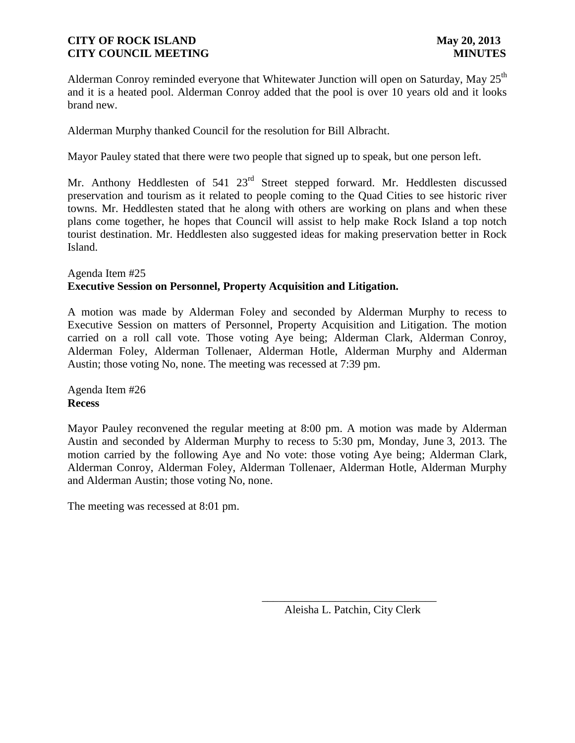Alderman Conroy reminded everyone that Whitewater Junction will open on Saturday, May 25th and it is a heated pool. Alderman Conroy added that the pool is over 10 years old and it looks brand new.

Alderman Murphy thanked Council for the resolution for Bill Albracht.

Mayor Pauley stated that there were two people that signed up to speak, but one person left.

Mr. Anthony Heddlesten of 541 23rd Street stepped forward. Mr. Heddlesten discussed preservation and tourism as it related to people coming to the Quad Cities to see historic river towns. Mr. Heddlesten stated that he along with others are working on plans and when these plans come together, he hopes that Council will assist to help make Rock Island a top notch tourist destination. Mr. Heddlesten also suggested ideas for making preservation better in Rock Island.

Agenda Item #25
**Executive Session on Personnel, Property Acquisition and Litigation.**

A motion was made by Alderman Foley and seconded by Alderman Murphy to recess to Executive Session on matters of Personnel, Property Acquisition and Litigation. The motion carried on a roll call vote. Those voting Aye being; Alderman Clark, Alderman Conroy, Alderman Foley, Alderman Tollenaer, Alderman Hotle, Alderman Murphy and Alderman Austin; those voting No, none. The meeting was recessed at 7:39 pm.

Agenda Item #26
**Recess**

Mayor Pauley reconvened the regular meeting at 8:00 pm. A motion was made by Alderman Austin and seconded by Alderman Murphy to recess to 5:30 pm, Monday, June 3, 2013. The motion carried by the following Aye and No vote: those voting Aye being; Alderman Clark, Alderman Conroy, Alderman Foley, Alderman Tollenaer, Alderman Hotle, Alderman Murphy and Alderman Austin; those voting No, none.

The meeting was recessed at 8:01 pm.

_______________________________
Aleisha L. Patchin, City Clerk